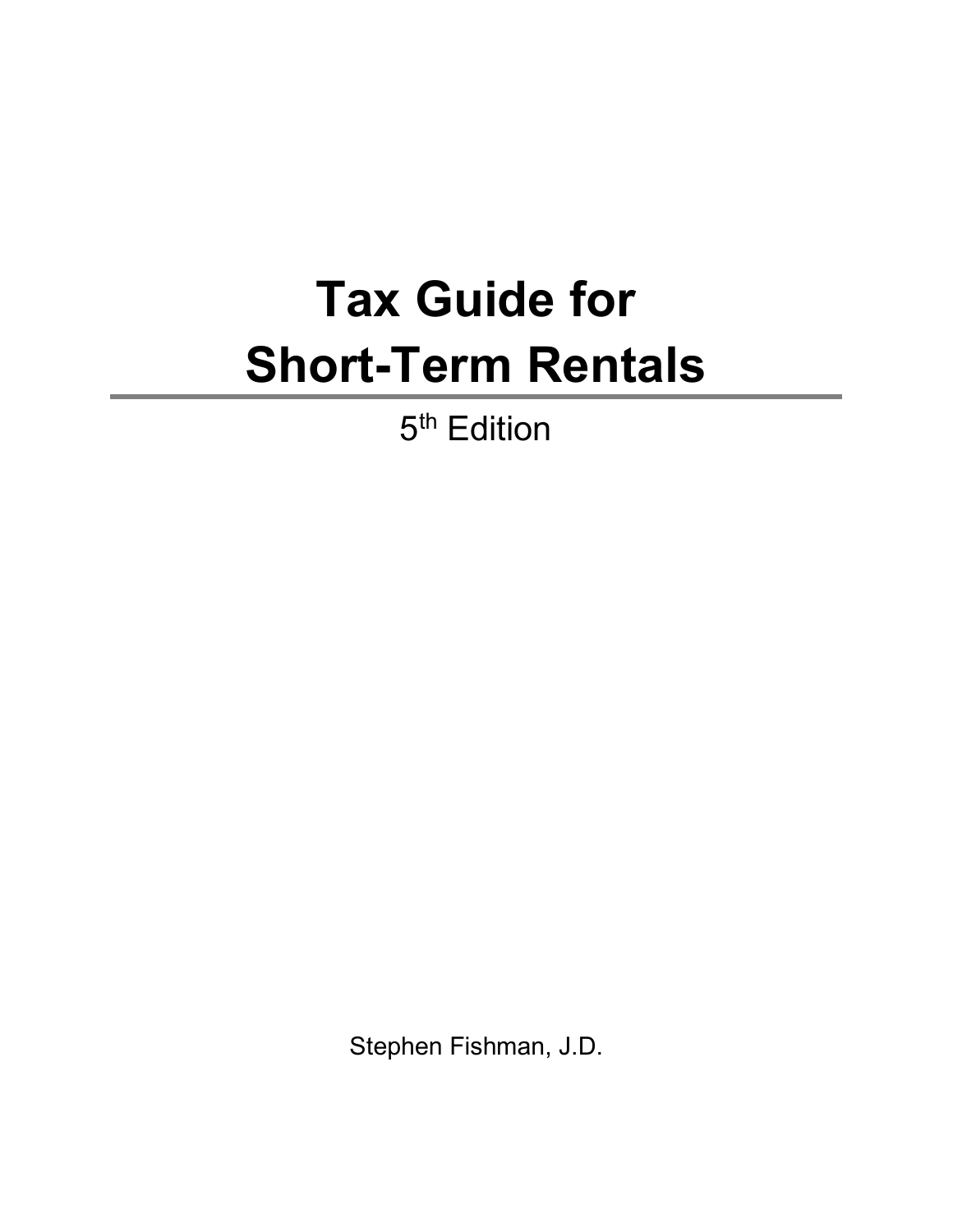# Tax Guide for Short-Term Rentals

5th Edition

Stephen Fishman, J.D.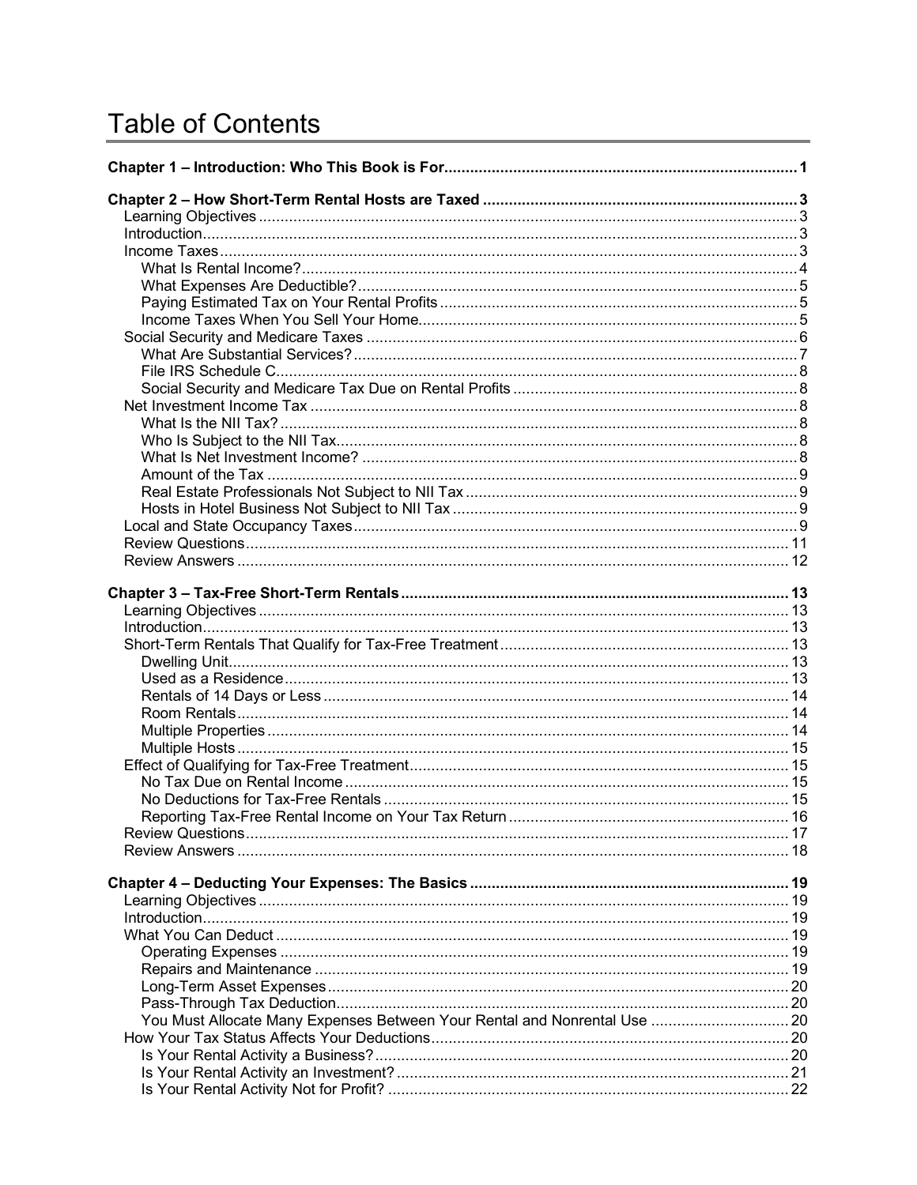# Table of Contents

**Chapter 1 – Introduction: Who This Book is For** ........ 1

**Chapter 2 – How Short-Term Rental Hosts are Taxed** ........ 3
- Learning Objectives ........ 3
- Introduction ........ 3
- Income Taxes ........ 3
  - What Is Rental Income? ........ 4
  - What Expenses Are Deductible? ........ 5
  - Paying Estimated Tax on Your Rental Profits ........ 5
  - Income Taxes When You Sell Your Home ........ 5
- Social Security and Medicare Taxes ........ 6
  - What Are Substantial Services? ........ 7
  - File IRS Schedule C ........ 8
  - Social Security and Medicare Tax Due on Rental Profits ........ 8
- Net Investment Income Tax ........ 8
  - What Is the NII Tax? ........ 8
  - Who Is Subject to the NII Tax ........ 8
  - What Is Net Investment Income? ........ 8
  - Amount of the Tax ........ 9
  - Real Estate Professionals Not Subject to NII Tax ........ 9
  - Hosts in Hotel Business Not Subject to NII Tax ........ 9
- Local and State Occupancy Taxes ........ 9
- Review Questions ........ 11
- Review Answers ........ 12

**Chapter 3 – Tax-Free Short-Term Rentals** ........ 13
- Learning Objectives ........ 13
- Introduction ........ 13
- Short-Term Rentals That Qualify for Tax-Free Treatment ........ 13
  - Dwelling Unit ........ 13
  - Used as a Residence ........ 13
  - Rentals of 14 Days or Less ........ 14
  - Room Rentals ........ 14
  - Multiple Properties ........ 14
  - Multiple Hosts ........ 15
- Effect of Qualifying for Tax-Free Treatment ........ 15
  - No Tax Due on Rental Income ........ 15
  - No Deductions for Tax-Free Rentals ........ 15
  - Reporting Tax-Free Rental Income on Your Tax Return ........ 16
- Review Questions ........ 17
- Review Answers ........ 18

**Chapter 4 – Deducting Your Expenses: The Basics** ........ 19
- Learning Objectives ........ 19
- Introduction ........ 19
- What You Can Deduct ........ 19
  - Operating Expenses ........ 19
  - Repairs and Maintenance ........ 19
  - Long-Term Asset Expenses ........ 20
  - Pass-Through Tax Deduction ........ 20
  - You Must Allocate Many Expenses Between Your Rental and Nonrental Use ........ 20
- How Your Tax Status Affects Your Deductions ........ 20
  - Is Your Rental Activity a Business? ........ 20
  - Is Your Rental Activity an Investment? ........ 21
  - Is Your Rental Activity Not for Profit? ........ 22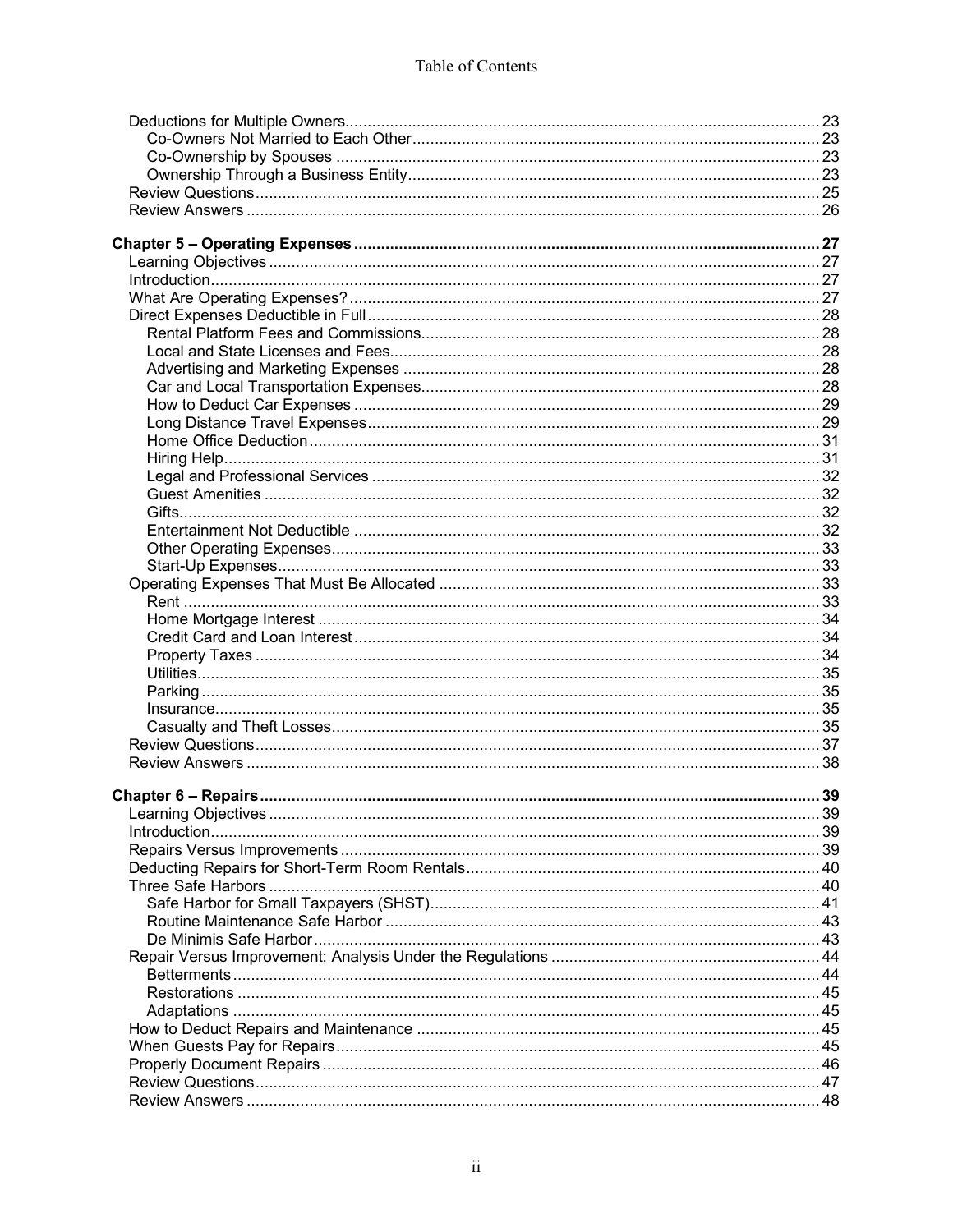Deductions for Multiple Owners ..... 23
- Co-Owners Not Married to Each Other ..... 23
- Co-Ownership by Spouses ..... 23
- Ownership Through a Business Entity ..... 23

Review Questions ..... 25
Review Answers ..... 26

**Chapter 5 – Operating Expenses ..... 27**

Learning Objectives ..... 27
Introduction ..... 27
What Are Operating Expenses? ..... 27
Direct Expenses Deductible in Full ..... 28
- Rental Platform Fees and Commissions ..... 28
- Local and State Licenses and Fees ..... 28
- Advertising and Marketing Expenses ..... 28
- Car and Local Transportation Expenses ..... 28
- How to Deduct Car Expenses ..... 29
- Long Distance Travel Expenses ..... 29
- Home Office Deduction ..... 31
- Hiring Help ..... 31
- Legal and Professional Services ..... 32
- Guest Amenities ..... 32
- Gifts ..... 32
- Entertainment Not Deductible ..... 32
- Other Operating Expenses ..... 33
- Start-Up Expenses ..... 33

Operating Expenses That Must Be Allocated ..... 33
- Rent ..... 33
- Home Mortgage Interest ..... 34
- Credit Card and Loan Interest ..... 34
- Property Taxes ..... 34
- Utilities ..... 35
- Parking ..... 35
- Insurance ..... 35
- Casualty and Theft Losses ..... 35

Review Questions ..... 37
Review Answers ..... 38

**Chapter 6 – Repairs ..... 39**

Learning Objectives ..... 39
Introduction ..... 39
Repairs Versus Improvements ..... 39
Deducting Repairs for Short-Term Room Rentals ..... 40
Three Safe Harbors ..... 40
- Safe Harbor for Small Taxpayers (SHST) ..... 41
- Routine Maintenance Safe Harbor ..... 43
- De Minimis Safe Harbor ..... 43

Repair Versus Improvement: Analysis Under the Regulations ..... 44
- Betterments ..... 44
- Restorations ..... 45
- Adaptations ..... 45

How to Deduct Repairs and Maintenance ..... 45
When Guests Pay for Repairs ..... 45
Properly Document Repairs ..... 46
Review Questions ..... 47
Review Answers ..... 48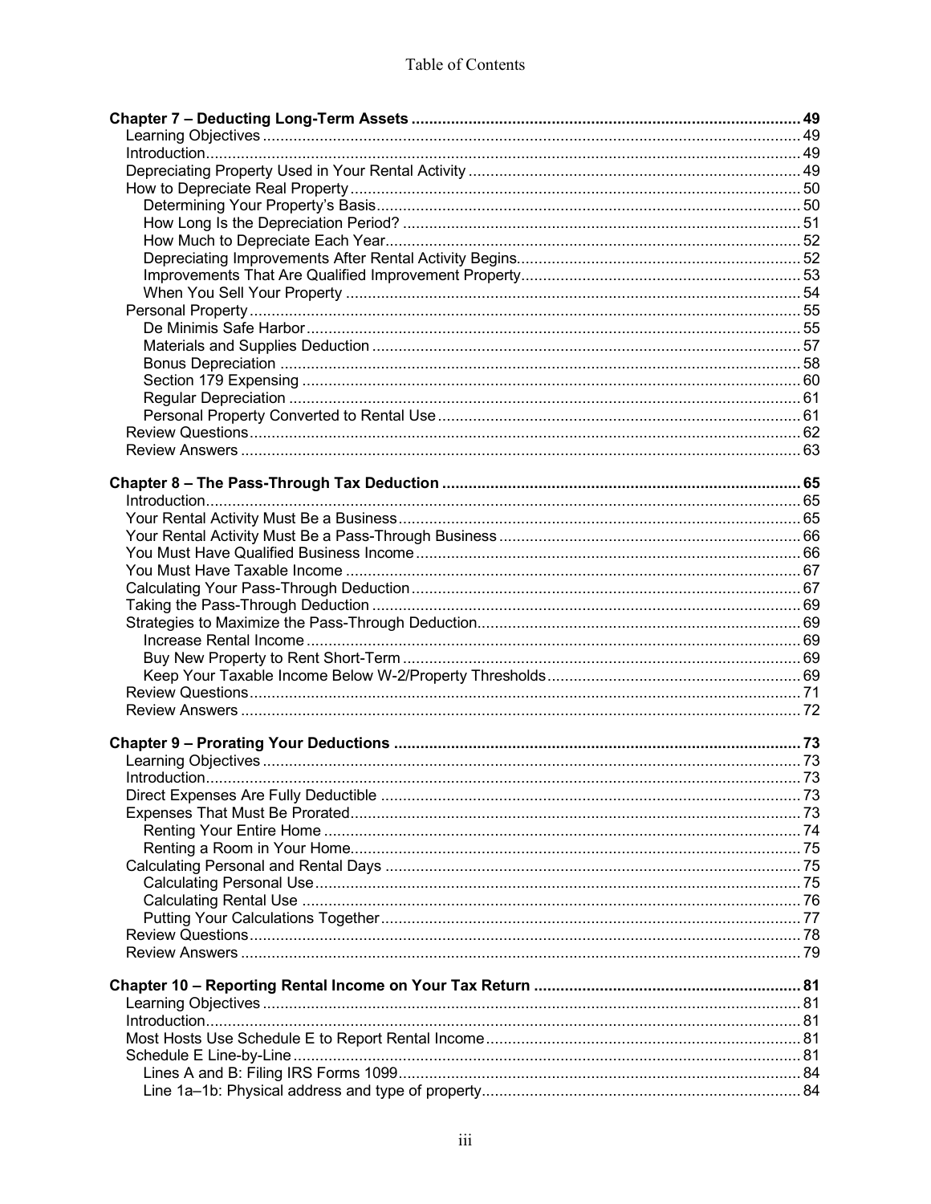Table of Contents

**Chapter 7 – Deducting Long-Term Assets** ..... 49
- Learning Objectives ..... 49
- Introduction ..... 49
- Depreciating Property Used in Your Rental Activity ..... 49
- How to Depreciate Real Property ..... 50
  - Determining Your Property's Basis ..... 50
  - How Long Is the Depreciation Period? ..... 51
  - How Much to Depreciate Each Year ..... 52
  - Depreciating Improvements After Rental Activity Begins ..... 52
  - Improvements That Are Qualified Improvement Property ..... 53
  - When You Sell Your Property ..... 54
- Personal Property ..... 55
  - De Minimis Safe Harbor ..... 55
  - Materials and Supplies Deduction ..... 57
  - Bonus Depreciation ..... 58
  - Section 179 Expensing ..... 60
  - Regular Depreciation ..... 61
  - Personal Property Converted to Rental Use ..... 61
- Review Questions ..... 62
- Review Answers ..... 63

**Chapter 8 – The Pass-Through Tax Deduction** ..... 65
- Introduction ..... 65
- Your Rental Activity Must Be a Business ..... 65
- Your Rental Activity Must Be a Pass-Through Business ..... 66
- You Must Have Qualified Business Income ..... 66
- You Must Have Taxable Income ..... 67
- Calculating Your Pass-Through Deduction ..... 67
- Taking the Pass-Through Deduction ..... 69
- Strategies to Maximize the Pass-Through Deduction ..... 69
  - Increase Rental Income ..... 69
  - Buy New Property to Rent Short-Term ..... 69
  - Keep Your Taxable Income Below W-2/Property Thresholds ..... 69
- Review Questions ..... 71
- Review Answers ..... 72

**Chapter 9 – Prorating Your Deductions** ..... 73
- Learning Objectives ..... 73
- Introduction ..... 73
- Direct Expenses Are Fully Deductible ..... 73
- Expenses That Must Be Prorated ..... 73
  - Renting Your Entire Home ..... 74
  - Renting a Room in Your Home ..... 75
- Calculating Personal and Rental Days ..... 75
  - Calculating Personal Use ..... 75
  - Calculating Rental Use ..... 76
  - Putting Your Calculations Together ..... 77
- Review Questions ..... 78
- Review Answers ..... 79

**Chapter 10 – Reporting Rental Income on Your Tax Return** ..... 81
- Learning Objectives ..... 81
- Introduction ..... 81
- Most Hosts Use Schedule E to Report Rental Income ..... 81
- Schedule E Line-by-Line ..... 81
  - Lines A and B: Filing IRS Forms 1099 ..... 84
  - Line 1a–1b: Physical address and type of property ..... 84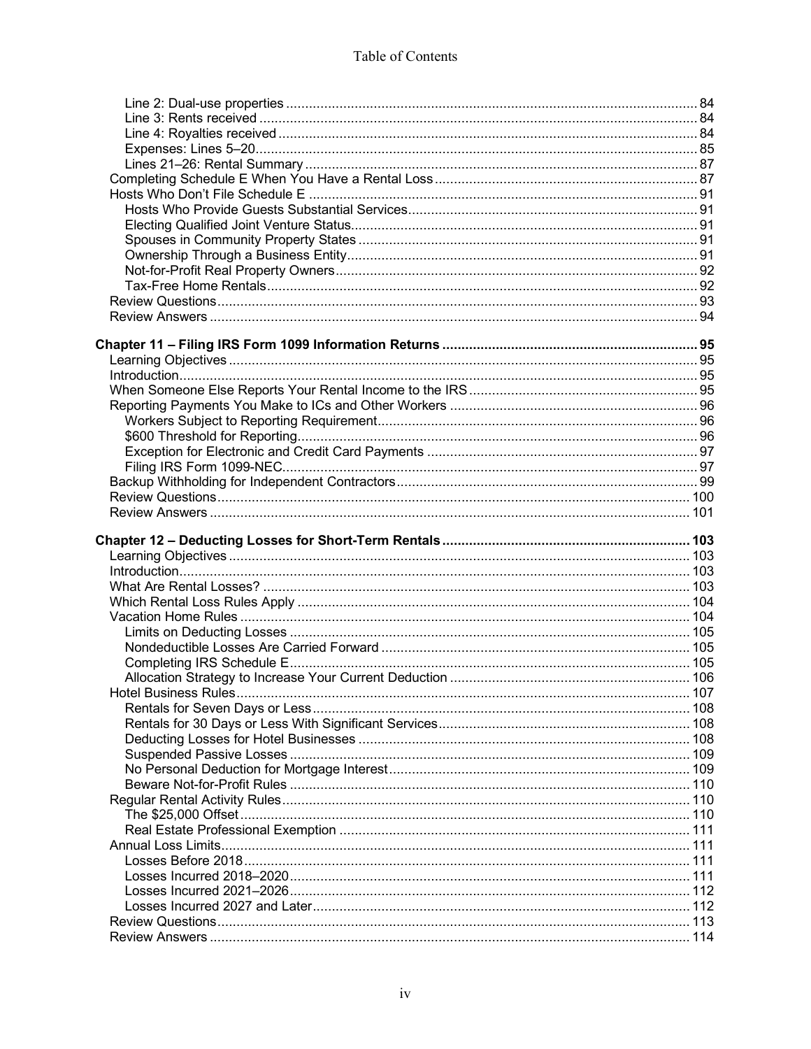Line 2: Dual-use properties ........ 84
Line 3: Rents received ........ 84
Line 4: Royalties received ........ 84
Expenses: Lines 5–20 ........ 85
Lines 21–26: Rental Summary ........ 87
Completing Schedule E When You Have a Rental Loss ........ 87
Hosts Who Don't File Schedule E ........ 91
Hosts Who Provide Guests Substantial Services ........ 91
Electing Qualified Joint Venture Status ........ 91
Spouses in Community Property States ........ 91
Ownership Through a Business Entity ........ 91
Not-for-Profit Real Property Owners ........ 92
Tax-Free Home Rentals ........ 92
Review Questions ........ 93
Review Answers ........ 94

**Chapter 11 – Filing IRS Form 1099 Information Returns ........ 95**
Learning Objectives ........ 95
Introduction ........ 95
When Someone Else Reports Your Rental Income to the IRS ........ 95
Reporting Payments You Make to ICs and Other Workers ........ 96
Workers Subject to Reporting Requirement ........ 96
$600 Threshold for Reporting ........ 96
Exception for Electronic and Credit Card Payments ........ 97
Filing IRS Form 1099-NEC ........ 97
Backup Withholding for Independent Contractors ........ 99
Review Questions ........ 100
Review Answers ........ 101

**Chapter 12 – Deducting Losses for Short-Term Rentals ........ 103**
Learning Objectives ........ 103
Introduction ........ 103
What Are Rental Losses? ........ 103
Which Rental Loss Rules Apply ........ 104
Vacation Home Rules ........ 104
Limits on Deducting Losses ........ 105
Nondeductible Losses Are Carried Forward ........ 105
Completing IRS Schedule E ........ 105
Allocation Strategy to Increase Your Current Deduction ........ 106
Hotel Business Rules ........ 107
Rentals for Seven Days or Less ........ 108
Rentals for 30 Days or Less With Significant Services ........ 108
Deducting Losses for Hotel Businesses ........ 108
Suspended Passive Losses ........ 109
No Personal Deduction for Mortgage Interest ........ 109
Beware Not-for-Profit Rules ........ 110
Regular Rental Activity Rules ........ 110
The $25,000 Offset ........ 110
Real Estate Professional Exemption ........ 111
Annual Loss Limits ........ 111
Losses Before 2018 ........ 111
Losses Incurred 2018–2020 ........ 111
Losses Incurred 2021–2026 ........ 112
Losses Incurred 2027 and Later ........ 112
Review Questions ........ 113
Review Answers ........ 114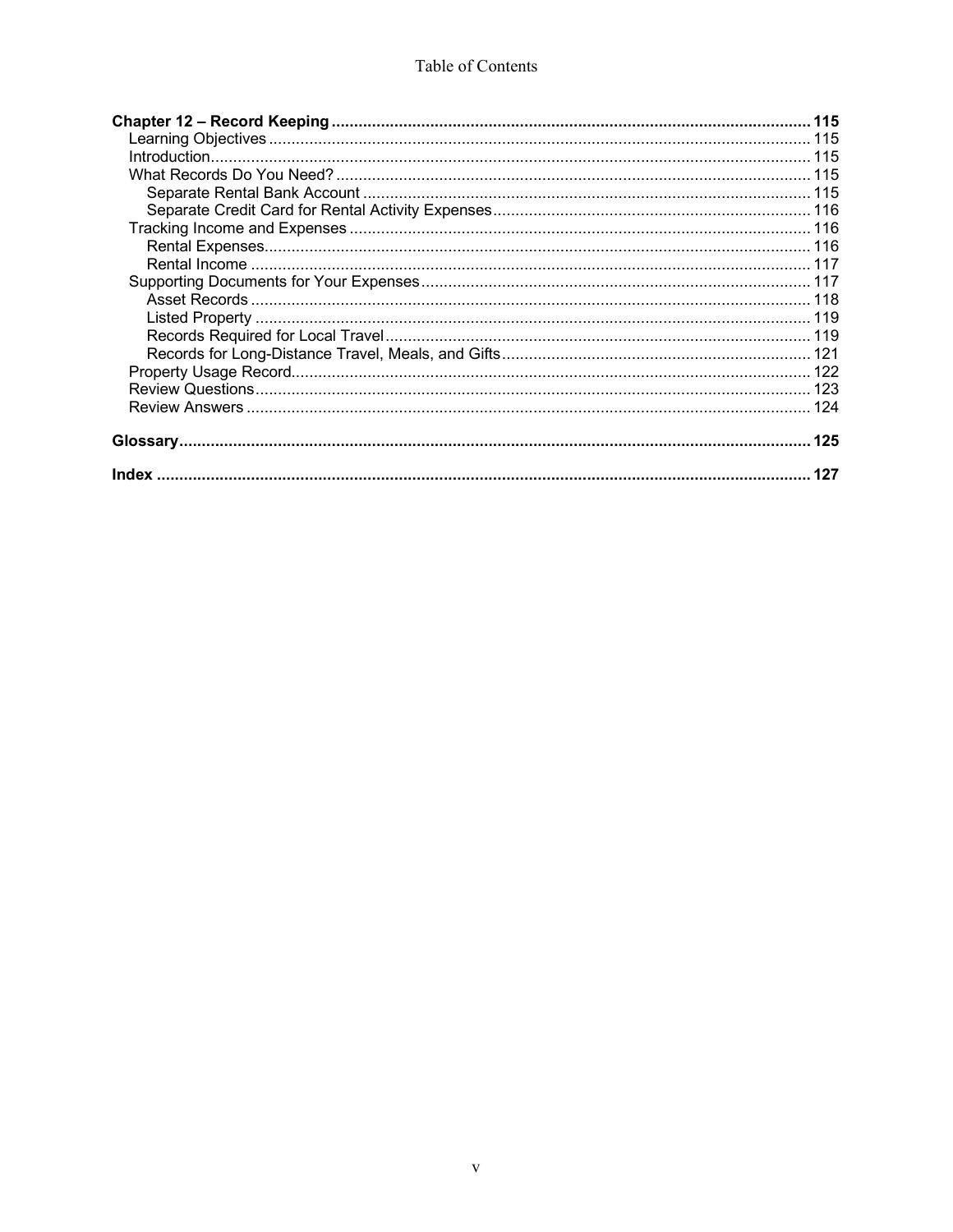**Chapter 12 – Record Keeping** ... **115**

- Learning Objectives ... 115
- Introduction ... 115
- What Records Do You Need? ... 115
  - Separate Rental Bank Account ... 115
  - Separate Credit Card for Rental Activity Expenses ... 116
- Tracking Income and Expenses ... 116
  - Rental Expenses ... 116
  - Rental Income ... 117
- Supporting Documents for Your Expenses ... 117
  - Asset Records ... 118
  - Listed Property ... 119
  - Records Required for Local Travel ... 119
  - Records for Long-Distance Travel, Meals, and Gifts ... 121
- Property Usage Record ... 122
- Review Questions ... 123
- Review Answers ... 124

**Glossary** ... **125**

**Index** ... **127**